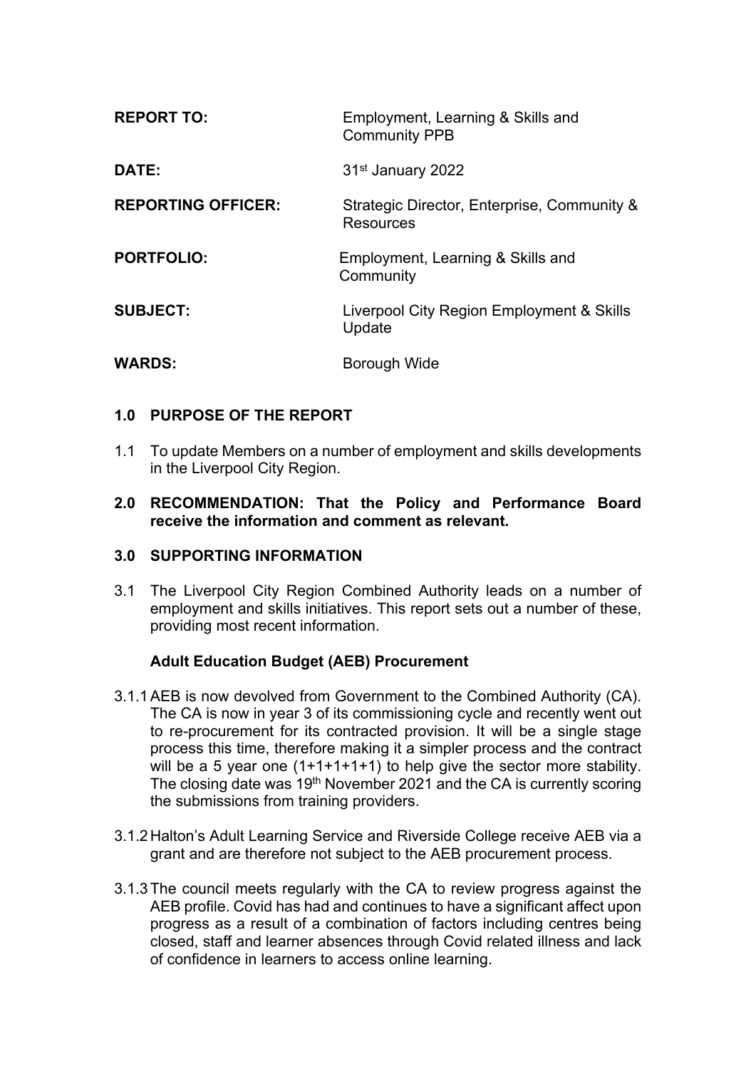**REPORT TO:** Employment, Learning & Skills and Community PPB

**DATE:** 31st January 2022

**REPORTING OFFICER:** Strategic Director, Enterprise, Community & Resources

**PORTFOLIO:** Employment, Learning & Skills and Community

**SUBJECT:** Liverpool City Region Employment & Skills Update

**WARDS:** Borough Wide

## 1.0 PURPOSE OF THE REPORT

1.1 To update Members on a number of employment and skills developments in the Liverpool City Region.

## 2.0 RECOMMENDATION: That the Policy and Performance Board receive the information and comment as relevant.

## 3.0 SUPPORTING INFORMATION

3.1 The Liverpool City Region Combined Authority leads on a number of employment and skills initiatives. This report sets out a number of these, providing most recent information.

### Adult Education Budget (AEB) Procurement

3.1.1 AEB is now devolved from Government to the Combined Authority (CA). The CA is now in year 3 of its commissioning cycle and recently went out to re-procurement for its contracted provision. It will be a single stage process this time, therefore making it a simpler process and the contract will be a 5 year one (1+1+1+1+1) to help give the sector more stability. The closing date was 19th November 2021 and the CA is currently scoring the submissions from training providers.

3.1.2 Halton's Adult Learning Service and Riverside College receive AEB via a grant and are therefore not subject to the AEB procurement process.

3.1.3 The council meets regularly with the CA to review progress against the AEB profile. Covid has had and continues to have a significant affect upon progress as a result of a combination of factors including centres being closed, staff and learner absences through Covid related illness and lack of confidence in learners to access online learning.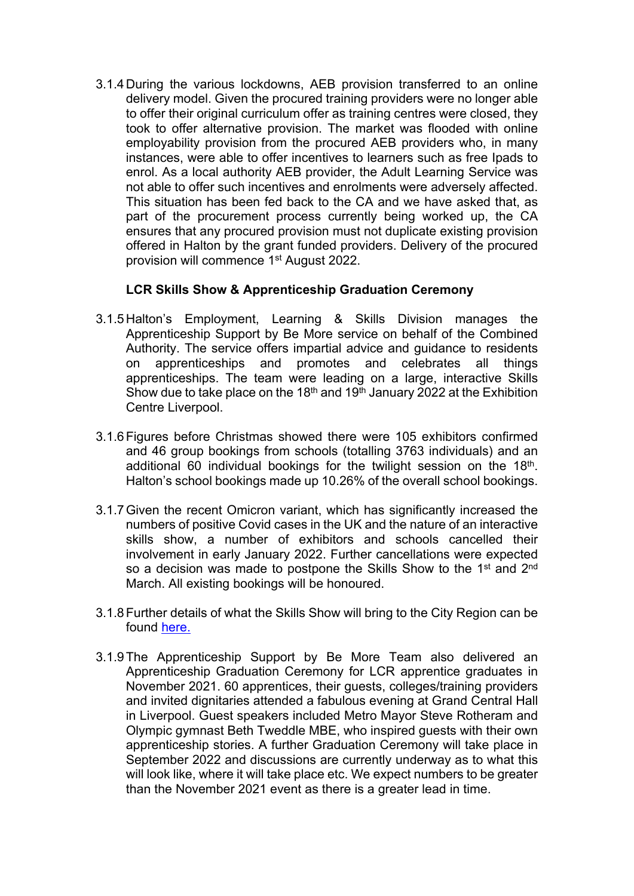3.1.4 During the various lockdowns, AEB provision transferred to an online delivery model. Given the procured training providers were no longer able to offer their original curriculum offer as training centres were closed, they took to offer alternative provision. The market was flooded with online employability provision from the procured AEB providers who, in many instances, were able to offer incentives to learners such as free Ipads to enrol. As a local authority AEB provider, the Adult Learning Service was not able to offer such incentives and enrolments were adversely affected. This situation has been fed back to the CA and we have asked that, as part of the procurement process currently being worked up, the CA ensures that any procured provision must not duplicate existing provision offered in Halton by the grant funded providers. Delivery of the procured provision will commence 1st August 2022.

**LCR Skills Show & Apprenticeship Graduation Ceremony**

3.1.5 Halton's Employment, Learning & Skills Division manages the Apprenticeship Support by Be More service on behalf of the Combined Authority. The service offers impartial advice and guidance to residents on apprenticeships and promotes and celebrates all things apprenticeships. The team were leading on a large, interactive Skills Show due to take place on the 18th and 19th January 2022 at the Exhibition Centre Liverpool.

3.1.6 Figures before Christmas showed there were 105 exhibitors confirmed and 46 group bookings from schools (totalling 3763 individuals) and an additional 60 individual bookings for the twilight session on the 18th. Halton's school bookings made up 10.26% of the overall school bookings.

3.1.7 Given the recent Omicron variant, which has significantly increased the numbers of positive Covid cases in the UK and the nature of an interactive skills show, a number of exhibitors and schools cancelled their involvement in early January 2022. Further cancellations were expected so a decision was made to postpone the Skills Show to the 1st and 2nd March. All existing bookings will be honoured.

3.1.8 Further details of what the Skills Show will bring to the City Region can be found here.

3.1.9 The Apprenticeship Support by Be More Team also delivered an Apprenticeship Graduation Ceremony for LCR apprentice graduates in November 2021. 60 apprentices, their guests, colleges/training providers and invited dignitaries attended a fabulous evening at Grand Central Hall in Liverpool. Guest speakers included Metro Mayor Steve Rotheram and Olympic gymnast Beth Tweddle MBE, who inspired guests with their own apprenticeship stories. A further Graduation Ceremony will take place in September 2022 and discussions are currently underway as to what this will look like, where it will take place etc. We expect numbers to be greater than the November 2021 event as there is a greater lead in time.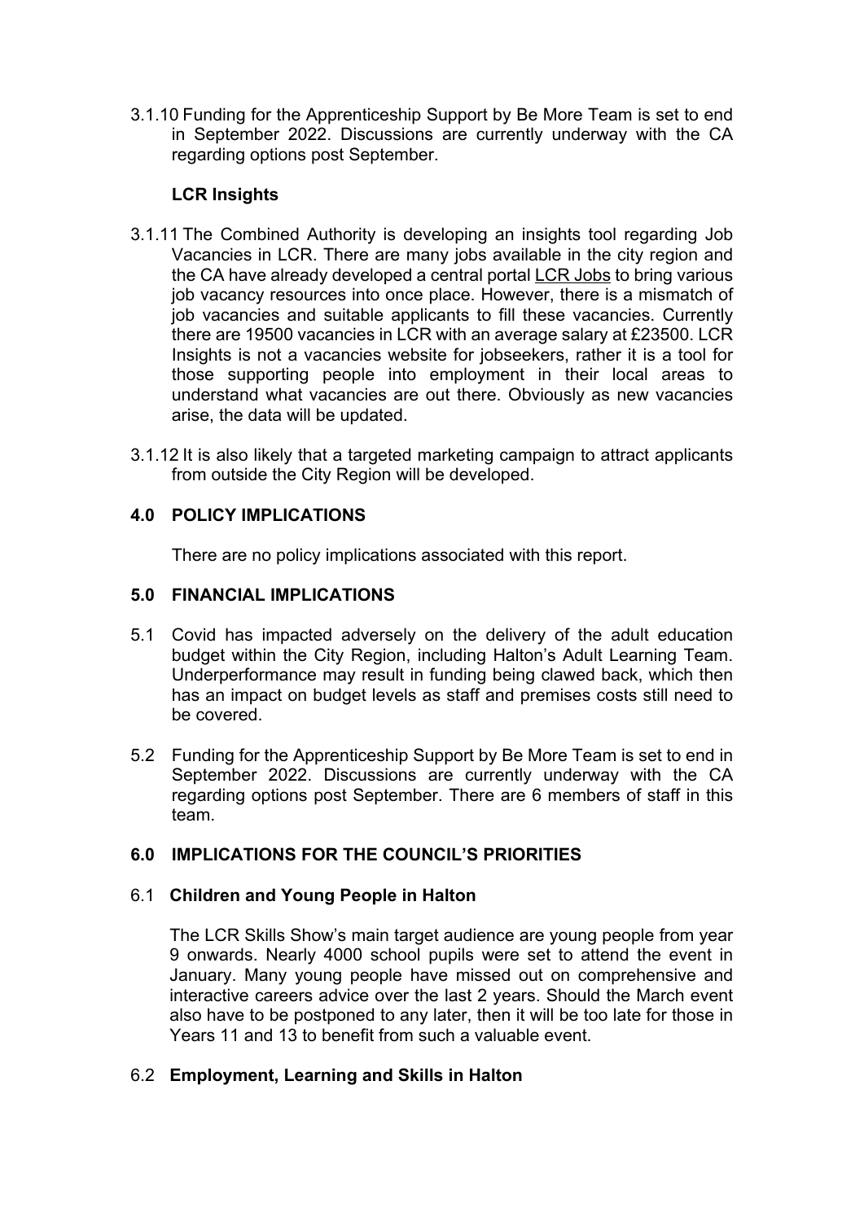3.1.10 Funding for the Apprenticeship Support by Be More Team is set to end in September 2022. Discussions are currently underway with the CA regarding options post September.

**LCR Insights**

3.1.11 The Combined Authority is developing an insights tool regarding Job Vacancies in LCR. There are many jobs available in the city region and the CA have already developed a central portal LCR Jobs to bring various job vacancy resources into once place. However, there is a mismatch of job vacancies and suitable applicants to fill these vacancies. Currently there are 19500 vacancies in LCR with an average salary at £23500. LCR Insights is not a vacancies website for jobseekers, rather it is a tool for those supporting people into employment in their local areas to understand what vacancies are out there. Obviously as new vacancies arise, the data will be updated.

3.1.12 It is also likely that a targeted marketing campaign to attract applicants from outside the City Region will be developed.

## 4.0 POLICY IMPLICATIONS

There are no policy implications associated with this report.

## 5.0 FINANCIAL IMPLICATIONS

5.1 Covid has impacted adversely on the delivery of the adult education budget within the City Region, including Halton's Adult Learning Team. Underperformance may result in funding being clawed back, which then has an impact on budget levels as staff and premises costs still need to be covered.

5.2 Funding for the Apprenticeship Support by Be More Team is set to end in September 2022. Discussions are currently underway with the CA regarding options post September. There are 6 members of staff in this team.

## 6.0 IMPLICATIONS FOR THE COUNCIL'S PRIORITIES

### 6.1 Children and Young People in Halton

The LCR Skills Show's main target audience are young people from year 9 onwards. Nearly 4000 school pupils were set to attend the event in January. Many young people have missed out on comprehensive and interactive careers advice over the last 2 years. Should the March event also have to be postponed to any later, then it will be too late for those in Years 11 and 13 to benefit from such a valuable event.

### 6.2 Employment, Learning and Skills in Halton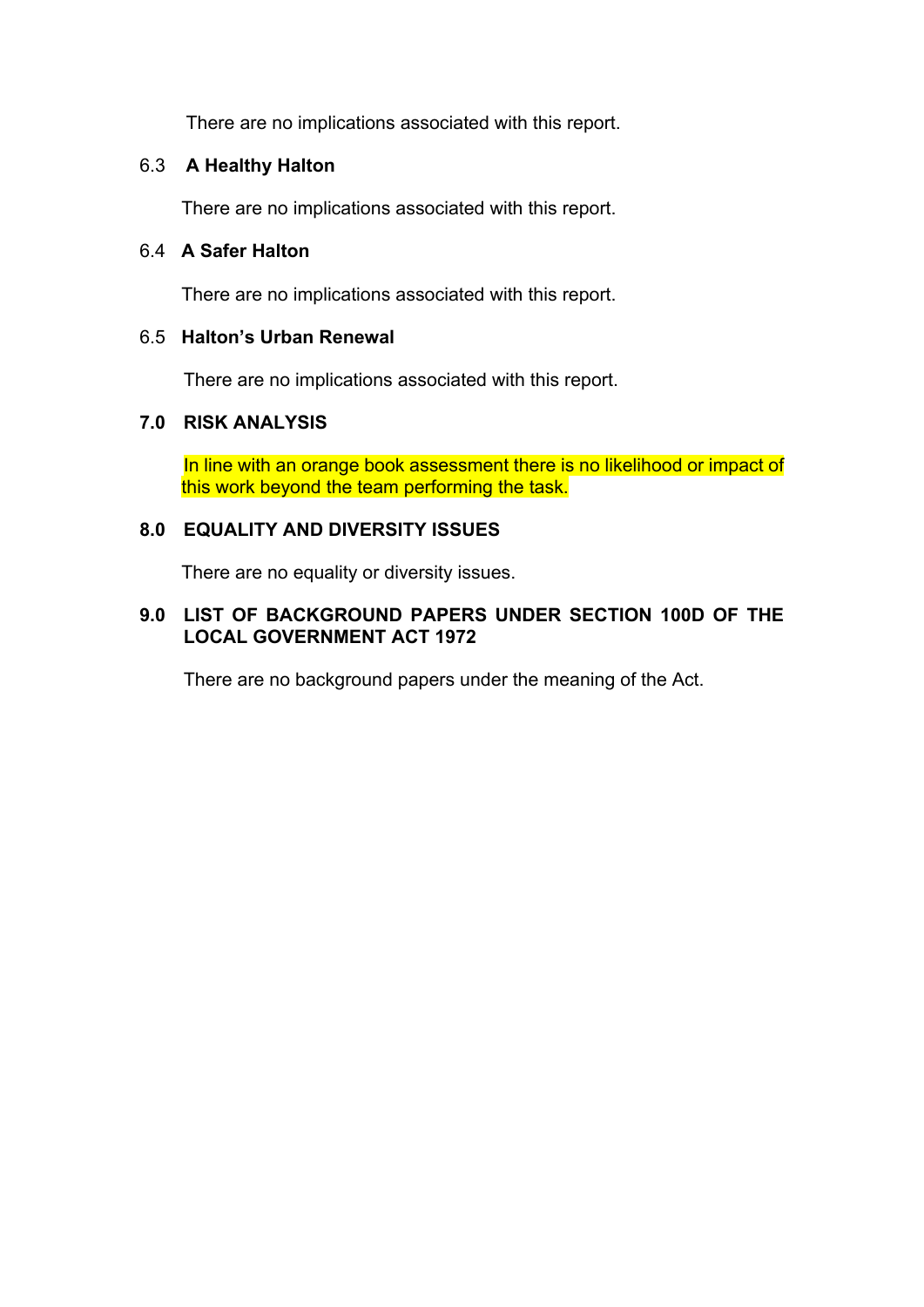There are no implications associated with this report.

6.3 **A Healthy Halton**

There are no implications associated with this report.

6.4 **A Safer Halton**

There are no implications associated with this report.

6.5 **Halton's Urban Renewal**

There are no implications associated with this report.

## 7.0 RISK ANALYSIS

In line with an orange book assessment there is no likelihood or impact of this work beyond the team performing the task.

## 8.0 EQUALITY AND DIVERSITY ISSUES

There are no equality or diversity issues.

## 9.0 LIST OF BACKGROUND PAPERS UNDER SECTION 100D OF THE LOCAL GOVERNMENT ACT 1972

There are no background papers under the meaning of the Act.